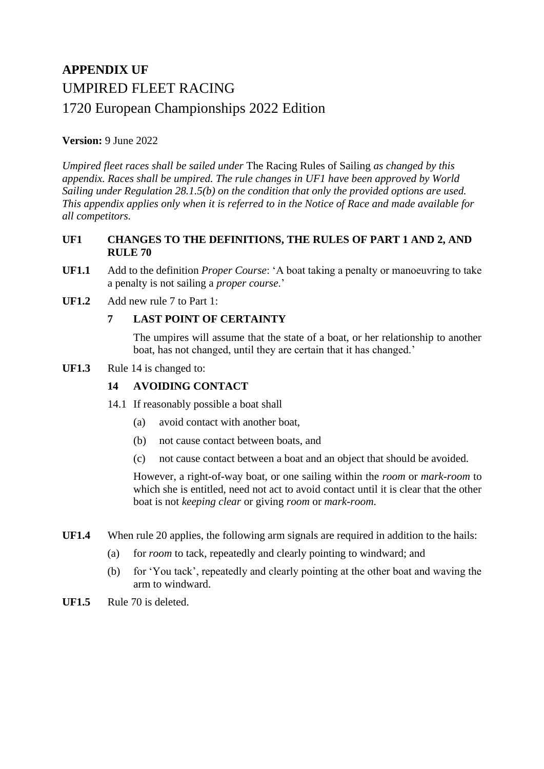# APPENDIX UF

# UMPIRED FLEET RACING

# 1720 European Championships 2022 Edition

**Version:** 9 June 2022

*Umpired fleet races shall be sailed under* The Racing Rules of Sailing *as changed by this appendix. Races shall be umpired. The rule changes in UF1 have been approved by World Sailing under Regulation 28.1.5(b) on the condition that only the provided options are used. This appendix applies only when it is referred to in the Notice of Race and made available for all competitors.*

## UF1 CHANGES TO THE DEFINITIONS, THE RULES OF PART 1 AND 2, AND RULE 70

**UF1.1** Add to the definition *Proper Course*: 'A boat taking a penalty or manoeuvring to take a penalty is not sailing a *proper course*.'

**UF1.2** Add new rule 7 to Part 1:

**7 LAST POINT OF CERTAINTY**

The umpires will assume that the state of a boat, or her relationship to another boat, has not changed, until they are certain that it has changed.'

**UF1.3** Rule 14 is changed to:

**14 AVOIDING CONTACT**

14.1 If reasonably possible a boat shall

(a) avoid contact with another boat,

(b) not cause contact between boats, and

(c) not cause contact between a boat and an object that should be avoided.

However, a right-of-way boat, or one sailing within the *room* or *mark-room* to which she is entitled, need not act to avoid contact until it is clear that the other boat is not *keeping clear* or giving *room* or *mark-room*.

**UF1.4** When rule 20 applies, the following arm signals are required in addition to the hails:

(a) for *room* to tack, repeatedly and clearly pointing to windward; and

(b) for 'You tack', repeatedly and clearly pointing at the other boat and waving the arm to windward.

**UF1.5** Rule 70 is deleted.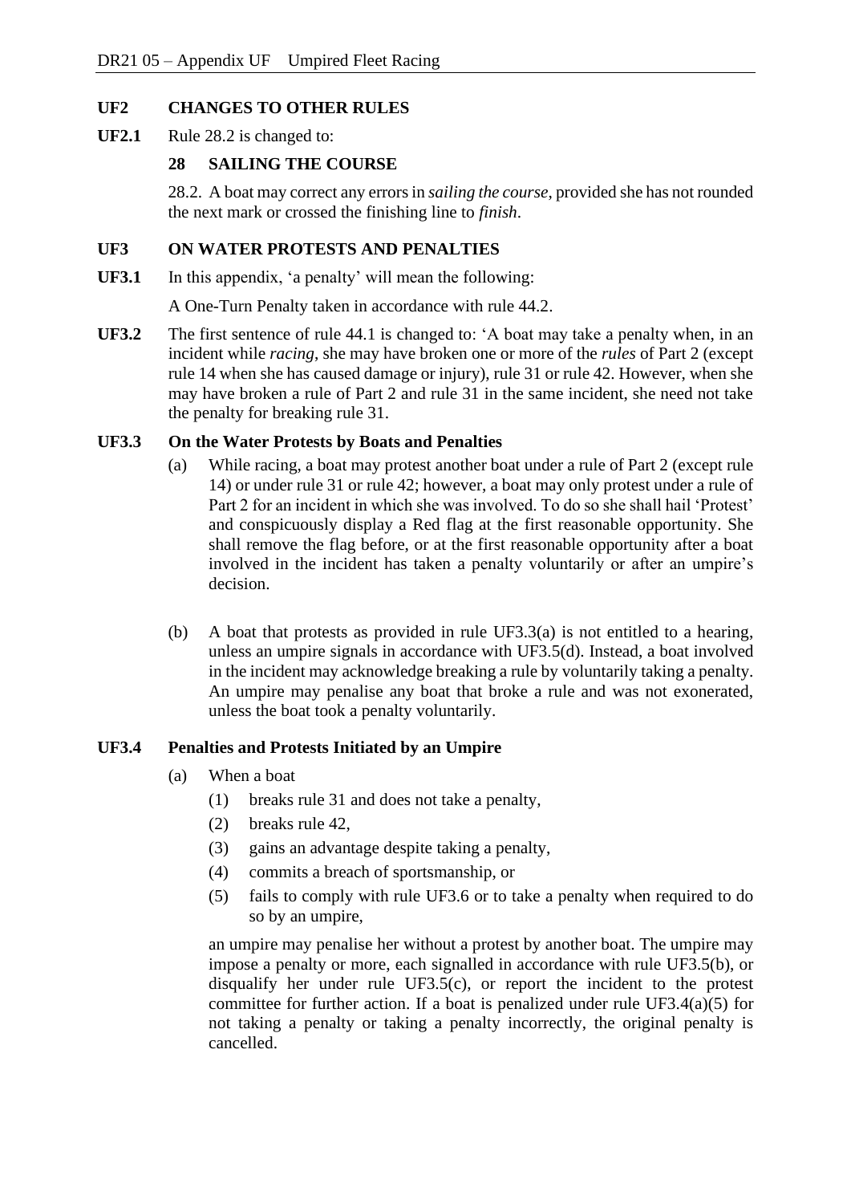## UF2 CHANGES TO OTHER RULES

**UF2.1** Rule 28.2 is changed to:

### 28 SAILING THE COURSE

28.2. A boat may correct any errors in *sailing the course*, provided she has not rounded the next mark or crossed the finishing line to *finish*.

## UF3 ON WATER PROTESTS AND PENALTIES

**UF3.1** In this appendix, 'a penalty' will mean the following:

A One-Turn Penalty taken in accordance with rule 44.2.

**UF3.2** The first sentence of rule 44.1 is changed to: 'A boat may take a penalty when, in an incident while *racing*, she may have broken one or more of the *rules* of Part 2 (except rule 14 when she has caused damage or injury), rule 31 or rule 42. However, when she may have broken a rule of Part 2 and rule 31 in the same incident, she need not take the penalty for breaking rule 31.

### UF3.3 On the Water Protests by Boats and Penalties

(a) While racing, a boat may protest another boat under a rule of Part 2 (except rule 14) or under rule 31 or rule 42; however, a boat may only protest under a rule of Part 2 for an incident in which she was involved. To do so she shall hail 'Protest' and conspicuously display a Red flag at the first reasonable opportunity. She shall remove the flag before, or at the first reasonable opportunity after a boat involved in the incident has taken a penalty voluntarily or after an umpire's decision.

(b) A boat that protests as provided in rule UF3.3(a) is not entitled to a hearing, unless an umpire signals in accordance with UF3.5(d). Instead, a boat involved in the incident may acknowledge breaking a rule by voluntarily taking a penalty. An umpire may penalise any boat that broke a rule and was not exonerated, unless the boat took a penalty voluntarily.

### UF3.4 Penalties and Protests Initiated by an Umpire

(a) When a boat

(1) breaks rule 31 and does not take a penalty,

(2) breaks rule 42,

(3) gains an advantage despite taking a penalty,

(4) commits a breach of sportsmanship, or

(5) fails to comply with rule UF3.6 or to take a penalty when required to do so by an umpire,

an umpire may penalise her without a protest by another boat. The umpire may impose a penalty or more, each signalled in accordance with rule UF3.5(b), or disqualify her under rule UF3.5(c), or report the incident to the protest committee for further action. If a boat is penalized under rule UF3.4(a)(5) for not taking a penalty or taking a penalty incorrectly, the original penalty is cancelled.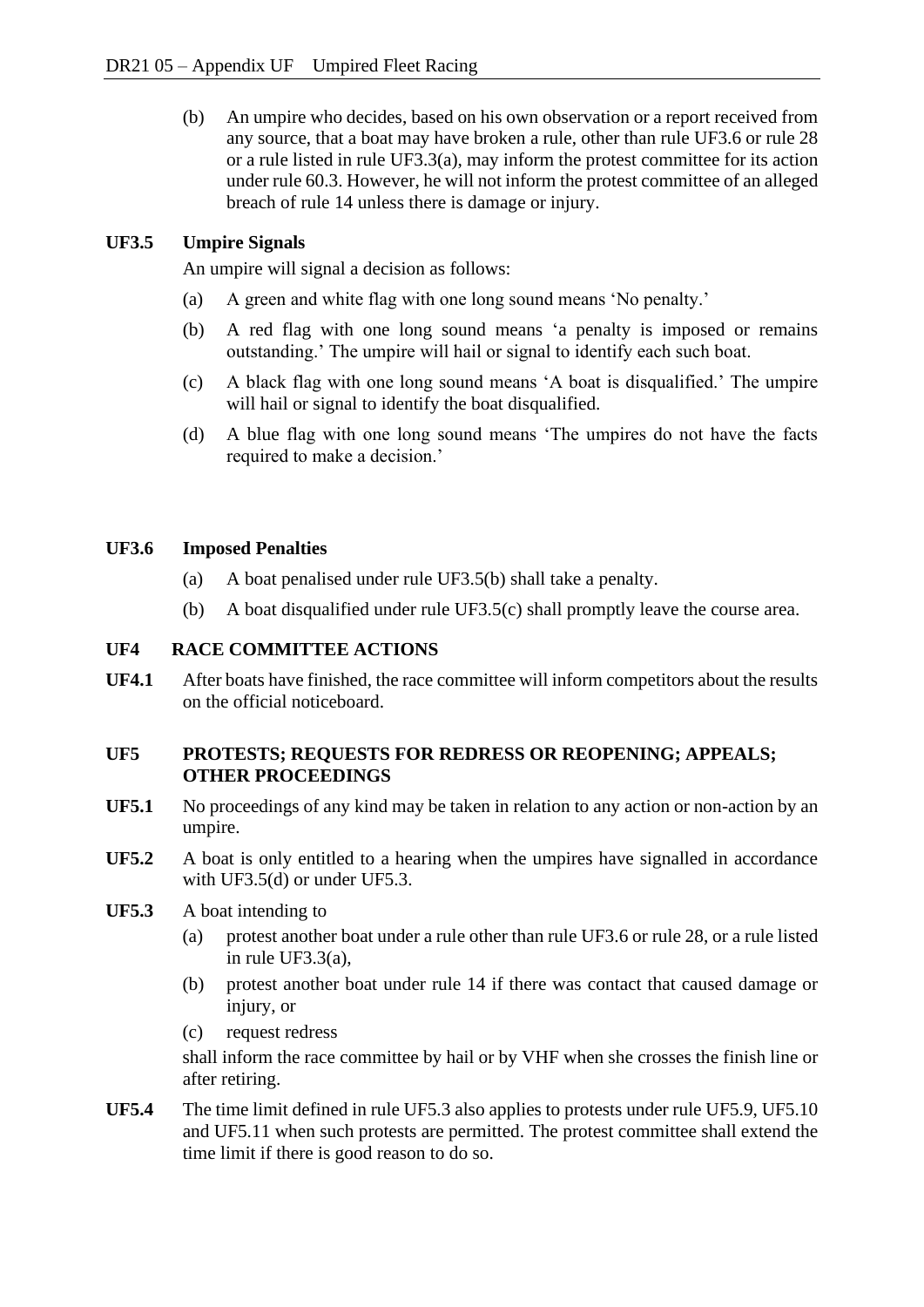(b) An umpire who decides, based on his own observation or a report received from any source, that a boat may have broken a rule, other than rule UF3.6 or rule 28 or a rule listed in rule UF3.3(a), may inform the protest committee for its action under rule 60.3. However, he will not inform the protest committee of an alleged breach of rule 14 unless there is damage or injury.

### UF3.5 Umpire Signals

An umpire will signal a decision as follows:

(a) A green and white flag with one long sound means 'No penalty.'

(b) A red flag with one long sound means 'a penalty is imposed or remains outstanding.' The umpire will hail or signal to identify each such boat.

(c) A black flag with one long sound means 'A boat is disqualified.' The umpire will hail or signal to identify the boat disqualified.

(d) A blue flag with one long sound means 'The umpires do not have the facts required to make a decision.'

### UF3.6 Imposed Penalties

(a) A boat penalised under rule UF3.5(b) shall take a penalty.

(b) A boat disqualified under rule UF3.5(c) shall promptly leave the course area.

## UF4 RACE COMMITTEE ACTIONS

**UF4.1** After boats have finished, the race committee will inform competitors about the results on the official noticeboard.

## UF5 PROTESTS; REQUESTS FOR REDRESS OR REOPENING; APPEALS; OTHER PROCEEDINGS

**UF5.1** No proceedings of any kind may be taken in relation to any action or non-action by an umpire.

**UF5.2** A boat is only entitled to a hearing when the umpires have signalled in accordance with UF3.5(d) or under UF5.3.

**UF5.3** A boat intending to

(a) protest another boat under a rule other than rule UF3.6 or rule 28, or a rule listed in rule UF3.3(a),

(b) protest another boat under rule 14 if there was contact that caused damage or injury, or

(c) request redress

shall inform the race committee by hail or by VHF when she crosses the finish line or after retiring.

**UF5.4** The time limit defined in rule UF5.3 also applies to protests under rule UF5.9, UF5.10 and UF5.11 when such protests are permitted. The protest committee shall extend the time limit if there is good reason to do so.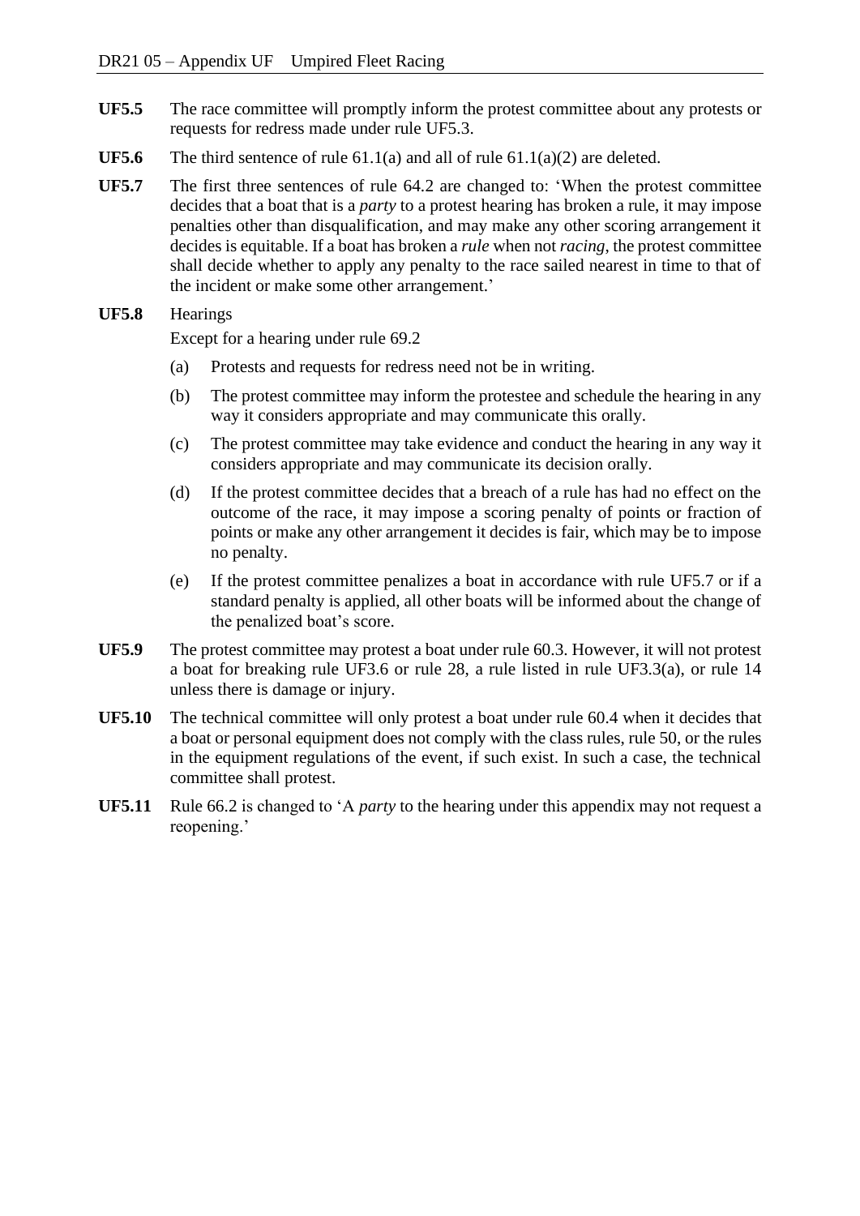**UF5.5** The race committee will promptly inform the protest committee about any protests or requests for redress made under rule UF5.3.

**UF5.6** The third sentence of rule 61.1(a) and all of rule 61.1(a)(2) are deleted.

**UF5.7** The first three sentences of rule 64.2 are changed to: 'When the protest committee decides that a boat that is a *party* to a protest hearing has broken a rule, it may impose penalties other than disqualification, and may make any other scoring arrangement it decides is equitable. If a boat has broken a *rule* when not *racing*, the protest committee shall decide whether to apply any penalty to the race sailed nearest in time to that of the incident or make some other arrangement.'

**UF5.8** Hearings

Except for a hearing under rule 69.2

(a) Protests and requests for redress need not be in writing.

(b) The protest committee may inform the protestee and schedule the hearing in any way it considers appropriate and may communicate this orally.

(c) The protest committee may take evidence and conduct the hearing in any way it considers appropriate and may communicate its decision orally.

(d) If the protest committee decides that a breach of a rule has had no effect on the outcome of the race, it may impose a scoring penalty of points or fraction of points or make any other arrangement it decides is fair, which may be to impose no penalty.

(e) If the protest committee penalizes a boat in accordance with rule UF5.7 or if a standard penalty is applied, all other boats will be informed about the change of the penalized boat's score.

**UF5.9** The protest committee may protest a boat under rule 60.3. However, it will not protest a boat for breaking rule UF3.6 or rule 28, a rule listed in rule UF3.3(a), or rule 14 unless there is damage or injury.

**UF5.10** The technical committee will only protest a boat under rule 60.4 when it decides that a boat or personal equipment does not comply with the class rules, rule 50, or the rules in the equipment regulations of the event, if such exist. In such a case, the technical committee shall protest.

**UF5.11** Rule 66.2 is changed to 'A *party* to the hearing under this appendix may not request a reopening.'